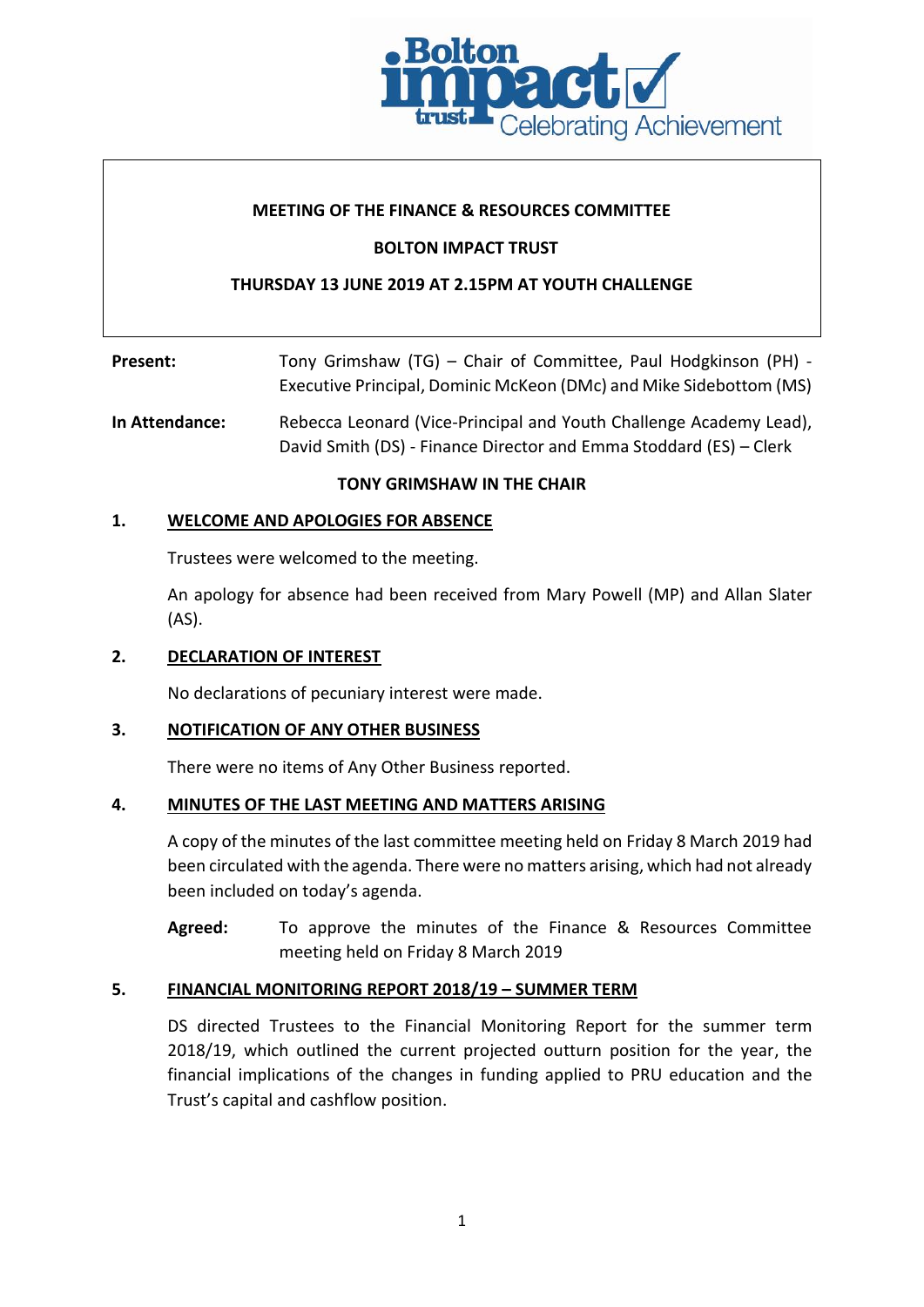**MEETING OF THE FINANCE & RESOURCES COMMITTEE**

**BOLTON IMPACT TRUST**

**THURSDAY 13 JUNE 2019 AT 2.15PM AT YOUTH CHALLENGE**

**Present:** Tony Grimshaw (TG) – Chair of Committee, Paul Hodgkinson (PH) - Executive Principal, Dominic McKeon (DMc) and Mike Sidebottom (MS)

**In Attendance:** Rebecca Leonard (Vice-Principal and Youth Challenge Academy Lead), David Smith (DS) - Finance Director and Emma Stoddard (ES) – Clerk

**TONY GRIMSHAW IN THE CHAIR**

## 1. WELCOME AND APOLOGIES FOR ABSENCE

Trustees were welcomed to the meeting.

An apology for absence had been received from Mary Powell (MP) and Allan Slater (AS).

## 2. DECLARATION OF INTEREST

No declarations of pecuniary interest were made.

## 3. NOTIFICATION OF ANY OTHER BUSINESS

There were no items of Any Other Business reported.

## 4. MINUTES OF THE LAST MEETING AND MATTERS ARISING

A copy of the minutes of the last committee meeting held on Friday 8 March 2019 had been circulated with the agenda. There were no matters arising, which had not already been included on today's agenda.

**Agreed:** To approve the minutes of the Finance & Resources Committee meeting held on Friday 8 March 2019

## 5. FINANCIAL MONITORING REPORT 2018/19 – SUMMER TERM

DS directed Trustees to the Financial Monitoring Report for the summer term 2018/19, which outlined the current projected outturn position for the year, the financial implications of the changes in funding applied to PRU education and the Trust's capital and cashflow position.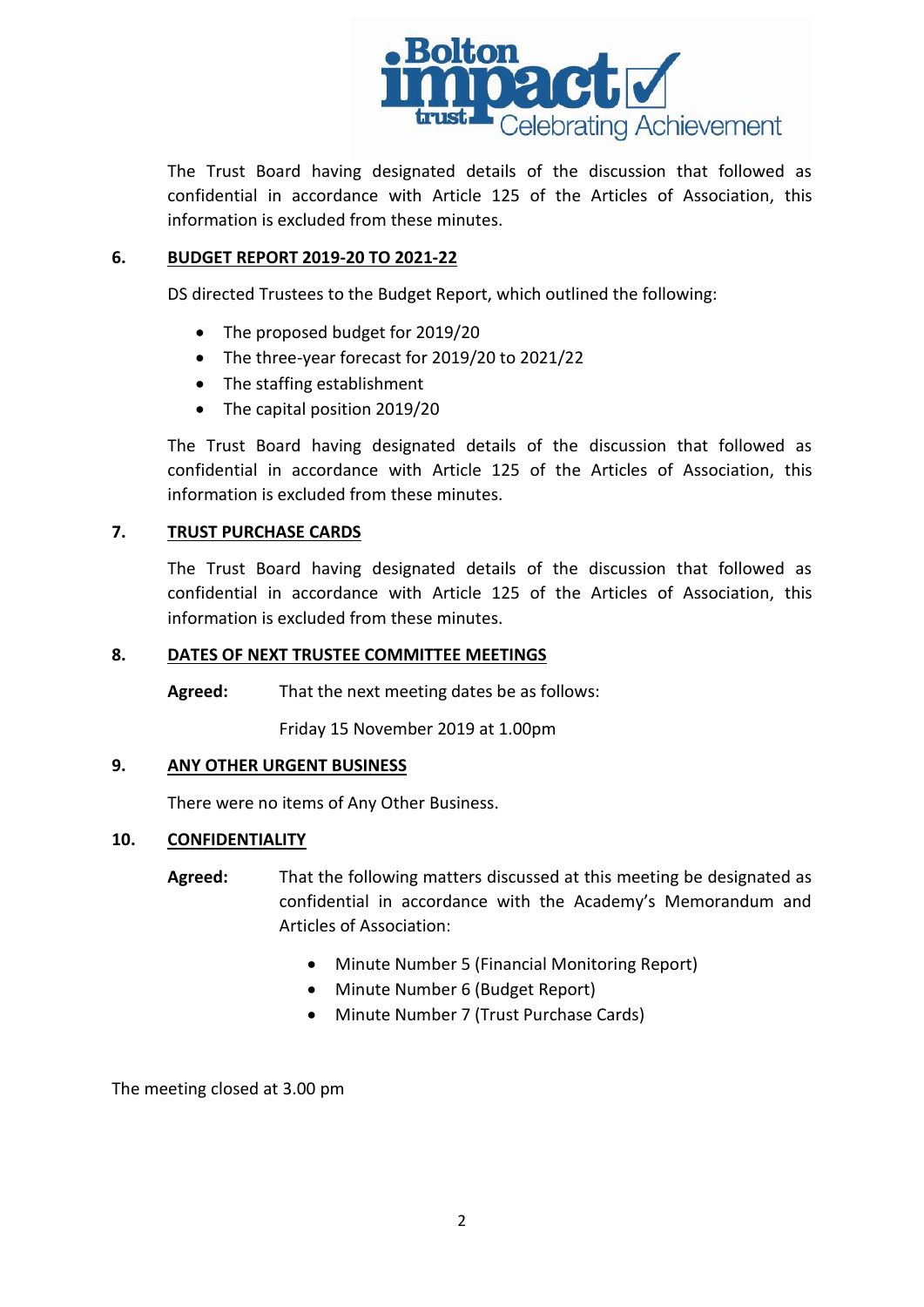The Trust Board having designated details of the discussion that followed as confidential in accordance with Article 125 of the Articles of Association, this information is excluded from these minutes.

## 6. BUDGET REPORT 2019-20 TO 2021-22

DS directed Trustees to the Budget Report, which outlined the following:

- The proposed budget for 2019/20
- The three-year forecast for 2019/20 to 2021/22
- The staffing establishment
- The capital position 2019/20

The Trust Board having designated details of the discussion that followed as confidential in accordance with Article 125 of the Articles of Association, this information is excluded from these minutes.

## 7. TRUST PURCHASE CARDS

The Trust Board having designated details of the discussion that followed as confidential in accordance with Article 125 of the Articles of Association, this information is excluded from these minutes.

## 8. DATES OF NEXT TRUSTEE COMMITTEE MEETINGS

**Agreed:** That the next meeting dates be as follows:

Friday 15 November 2019 at 1.00pm

## 9. ANY OTHER URGENT BUSINESS

There were no items of Any Other Business.

## 10. CONFIDENTIALITY

**Agreed:** That the following matters discussed at this meeting be designated as confidential in accordance with the Academy's Memorandum and Articles of Association:

- Minute Number 5 (Financial Monitoring Report)
- Minute Number 6 (Budget Report)
- Minute Number 7 (Trust Purchase Cards)

The meeting closed at 3.00 pm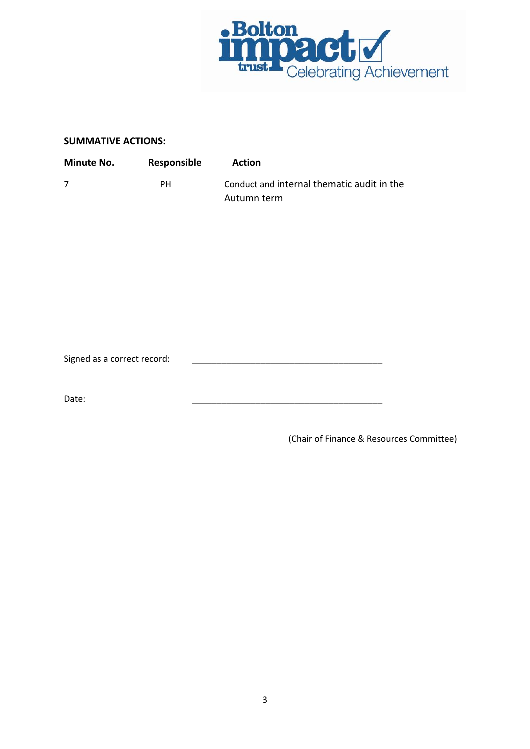**SUMMATIVE ACTIONS:**

| Minute No. | Responsible | Action |
| --- | --- | --- |
| 7 | PH | Conduct and internal thematic audit in the Autumn term |

Signed as a correct record: ________________________________________

Date: ________________________________________

(Chair of Finance & Resources Committee)